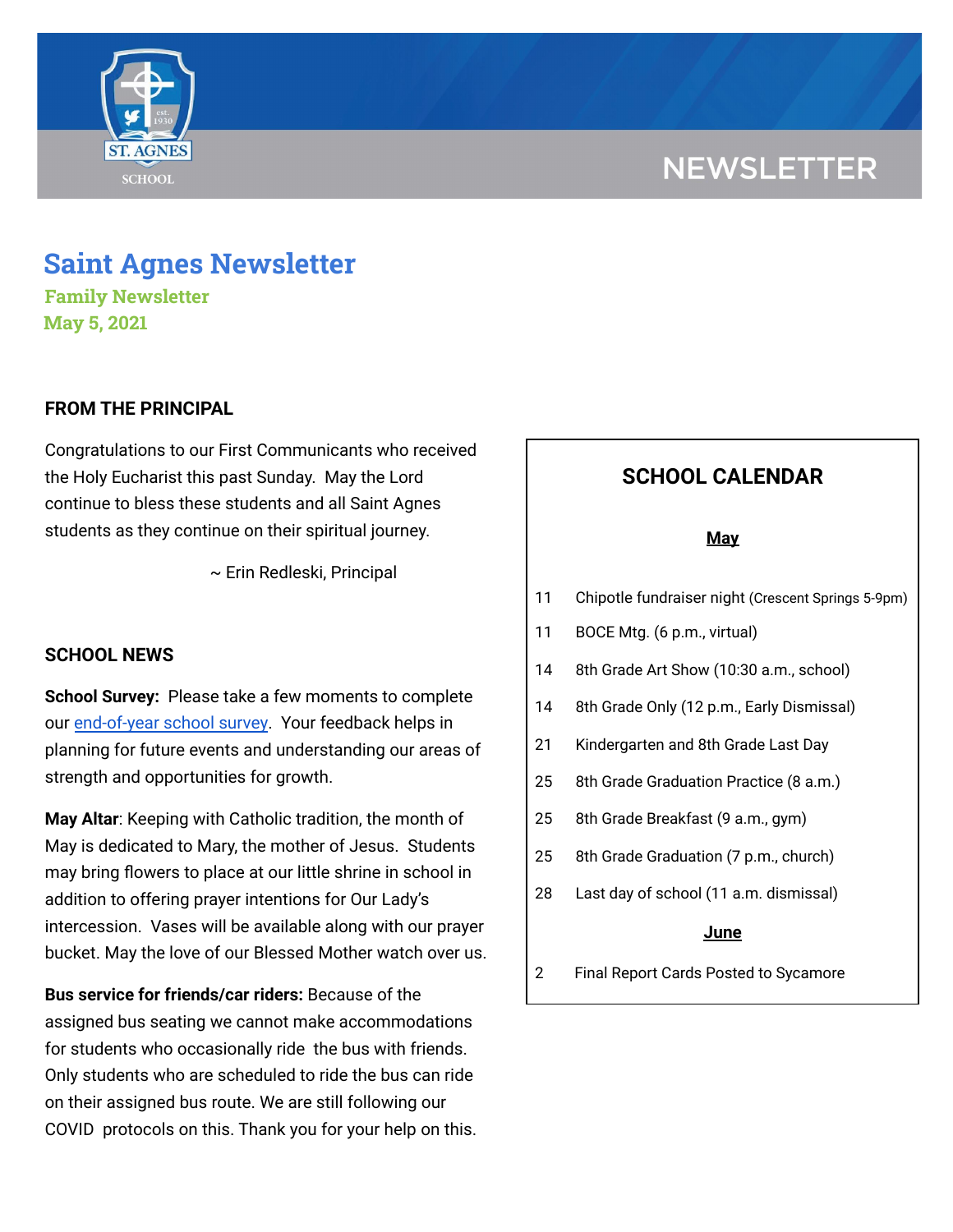NEWSLETTER

# Saint Agnes Newsletter

**Family Newsletter**

**May 5, 2021**

## FROM THE PRINCIPAL

Congratulations to our First Communicants who received the Holy Eucharist this past Sunday. May the Lord continue to bless these students and all Saint Agnes students as they continue on their spiritual journey.

~ Erin Redleski, Principal

## SCHOOL NEWS

**School Survey:** Please take a few moments to complete our end-of-year school survey. Your feedback helps in planning for future events and understanding our areas of strength and opportunities for growth.

**May Altar**: Keeping with Catholic tradition, the month of May is dedicated to Mary, the mother of Jesus. Students may bring flowers to place at our little shrine in school in addition to offering prayer intentions for Our Lady's intercession. Vases will be available along with our prayer bucket. May the love of our Blessed Mother watch over us.

**Bus service for friends/car riders:** Because of the assigned bus seating we cannot make accommodations for students who occasionally ride the bus with friends. Only students who are scheduled to ride the bus can ride on their assigned bus route. We are still following our COVID protocols on this. Thank you for your help on this.

## SCHOOL CALENDAR

### May

| | |
|---|---|
| 11 | Chipotle fundraiser night (Crescent Springs 5-9pm) |
| 11 | BOCE Mtg. (6 p.m., virtual) |
| 14 | 8th Grade Art Show (10:30 a.m., school) |
| 14 | 8th Grade Only (12 p.m., Early Dismissal) |
| 21 | Kindergarten and 8th Grade Last Day |
| 25 | 8th Grade Graduation Practice (8 a.m.) |
| 25 | 8th Grade Breakfast (9 a.m., gym) |
| 25 | 8th Grade Graduation (7 p.m., church) |
| 28 | Last day of school (11 a.m. dismissal) |

### June

| | |
|---|---|
| 2 | Final Report Cards Posted to Sycamore |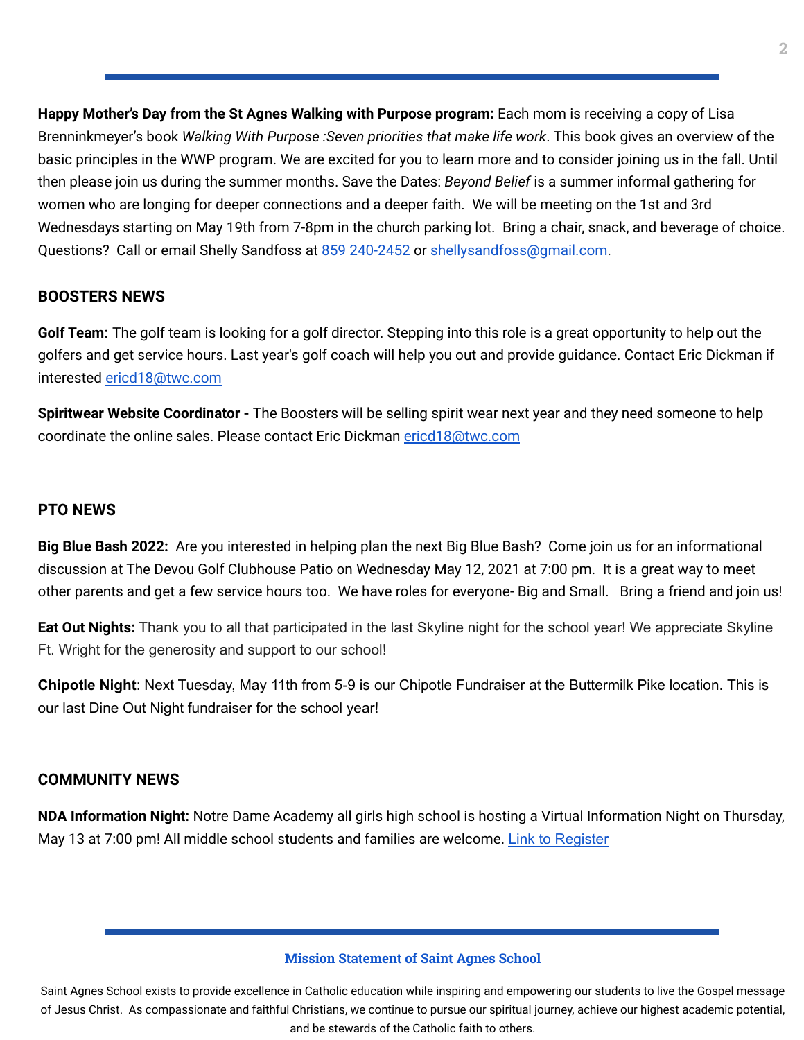**Happy Mother's Day from the St Agnes Walking with Purpose program:** Each mom is receiving a copy of Lisa Brenninkmeyer's book *Walking With Purpose :Seven priorities that make life work*. This book gives an overview of the basic principles in the WWP program. We are excited for you to learn more and to consider joining us in the fall. Until then please join us during the summer months. Save the Dates: *Beyond Belief* is a summer informal gathering for women who are longing for deeper connections and a deeper faith. We will be meeting on the 1st and 3rd Wednesdays starting on May 19th from 7-8pm in the church parking lot. Bring a chair, snack, and beverage of choice. Questions? Call or email Shelly Sandfoss at 859 240-2452 or shellysandfoss@gmail.com.

## BOOSTERS NEWS

**Golf Team:** The golf team is looking for a golf director. Stepping into this role is a great opportunity to help out the golfers and get service hours. Last year's golf coach will help you out and provide guidance. Contact Eric Dickman if interested ericd18@twc.com

**Spiritwear Website Coordinator -** The Boosters will be selling spirit wear next year and they need someone to help coordinate the online sales. Please contact Eric Dickman ericd18@twc.com

## PTO NEWS

**Big Blue Bash 2022:** Are you interested in helping plan the next Big Blue Bash? Come join us for an informational discussion at The Devou Golf Clubhouse Patio on Wednesday May 12, 2021 at 7:00 pm. It is a great way to meet other parents and get a few service hours too. We have roles for everyone- Big and Small. Bring a friend and join us!

**Eat Out Nights:** Thank you to all that participated in the last Skyline night for the school year! We appreciate Skyline Ft. Wright for the generosity and support to our school!

**Chipotle Night**: Next Tuesday, May 11th from 5-9 is our Chipotle Fundraiser at the Buttermilk Pike location. This is our last Dine Out Night fundraiser for the school year!

## COMMUNITY NEWS

**NDA Information Night:** Notre Dame Academy all girls high school is hosting a Virtual Information Night on Thursday, May 13 at 7:00 pm! All middle school students and families are welcome. Link to Register

### Mission Statement of Saint Agnes School

Saint Agnes School exists to provide excellence in Catholic education while inspiring and empowering our students to live the Gospel message of Jesus Christ. As compassionate and faithful Christians, we continue to pursue our spiritual journey, achieve our highest academic potential, and be stewards of the Catholic faith to others.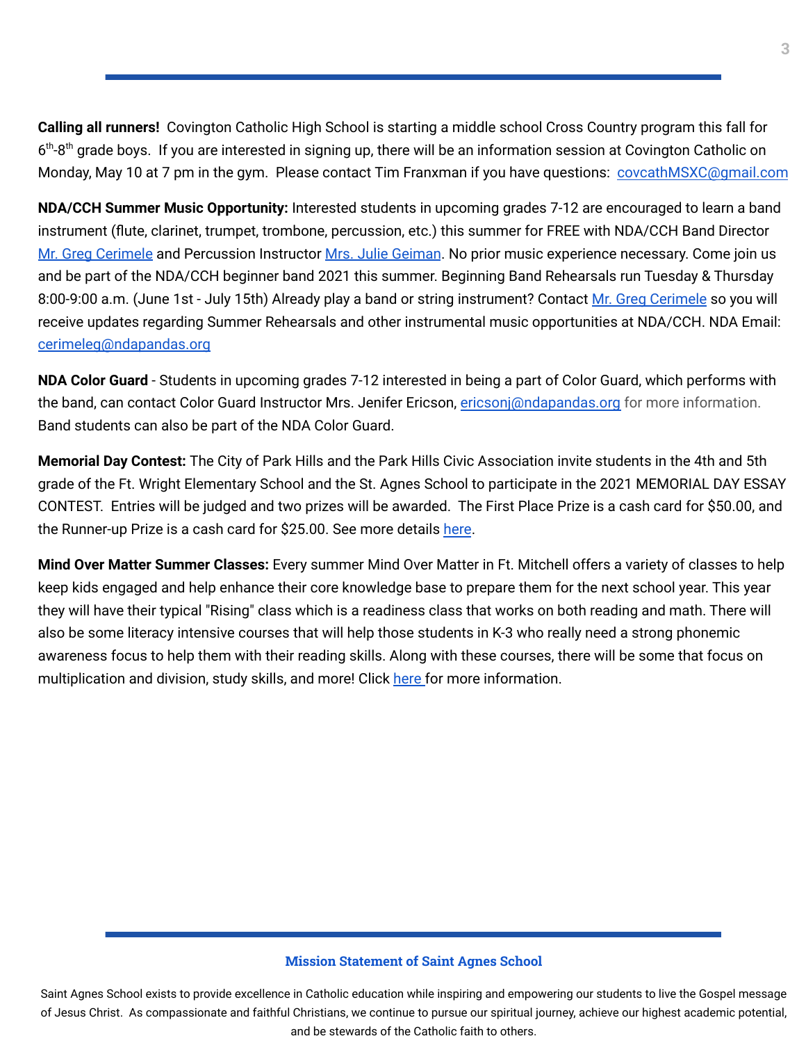**Calling all runners!** Covington Catholic High School is starting a middle school Cross Country program this fall for 6th-8th grade boys. If you are interested in signing up, there will be an information session at Covington Catholic on Monday, May 10 at 7 pm in the gym. Please contact Tim Franxman if you have questions: covcathMSXC@gmail.com

**NDA/CCH Summer Music Opportunity:** Interested students in upcoming grades 7-12 are encouraged to learn a band instrument (flute, clarinet, trumpet, trombone, percussion, etc.) this summer for FREE with NDA/CCH Band Director Mr. Greg Cerimele and Percussion Instructor Mrs. Julie Geiman. No prior music experience necessary. Come join us and be part of the NDA/CCH beginner band 2021 this summer. Beginning Band Rehearsals run Tuesday & Thursday 8:00-9:00 a.m. (June 1st - July 15th) Already play a band or string instrument? Contact Mr. Greg Cerimele so you will receive updates regarding Summer Rehearsals and other instrumental music opportunities at NDA/CCH. NDA Email: cerimeleg@ndapandas.org

**NDA Color Guard** - Students in upcoming grades 7-12 interested in being a part of Color Guard, which performs with the band, can contact Color Guard Instructor Mrs. Jenifer Ericson, ericsonj@ndapandas.org for more information. Band students can also be part of the NDA Color Guard.

**Memorial Day Contest:** The City of Park Hills and the Park Hills Civic Association invite students in the 4th and 5th grade of the Ft. Wright Elementary School and the St. Agnes School to participate in the 2021 MEMORIAL DAY ESSAY CONTEST. Entries will be judged and two prizes will be awarded. The First Place Prize is a cash card for $50.00, and the Runner-up Prize is a cash card for $25.00. See more details here.

**Mind Over Matter Summer Classes:** Every summer Mind Over Matter in Ft. Mitchell offers a variety of classes to help keep kids engaged and help enhance their core knowledge base to prepare them for the next school year. This year they will have their typical "Rising" class which is a readiness class that works on both reading and math. There will also be some literacy intensive courses that will help those students in K-3 who really need a strong phonemic awareness focus to help them with their reading skills. Along with these courses, there will be some that focus on multiplication and division, study skills, and more! Click here for more information.

### Mission Statement of Saint Agnes School

Saint Agnes School exists to provide excellence in Catholic education while inspiring and empowering our students to live the Gospel message of Jesus Christ. As compassionate and faithful Christians, we continue to pursue our spiritual journey, achieve our highest academic potential, and be stewards of the Catholic faith to others.